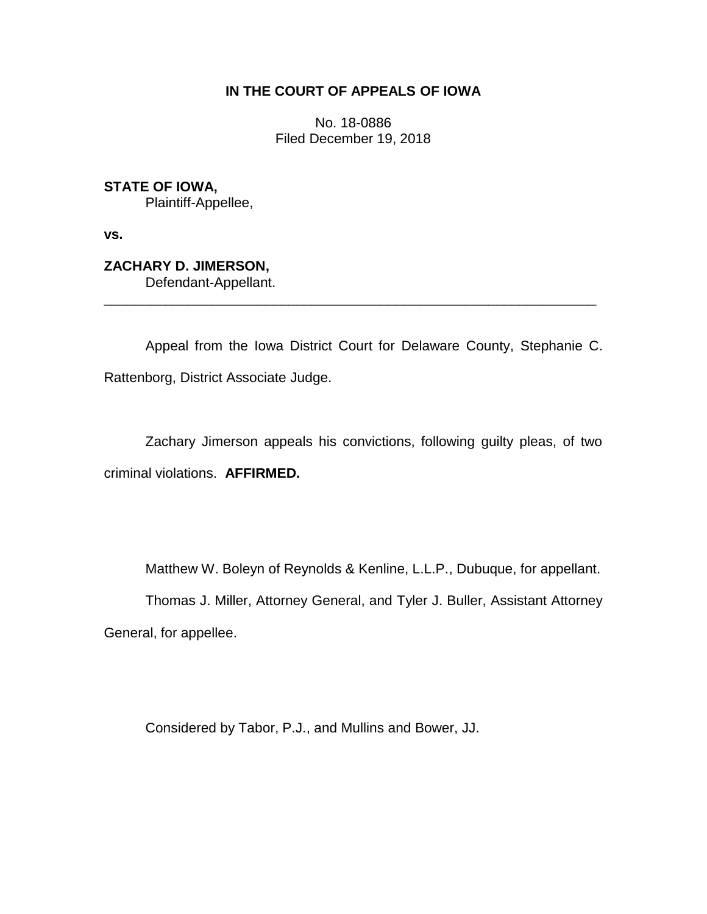**IN THE COURT OF APPEALS OF IOWA**

No. 18-0886
Filed December 19, 2018

**STATE OF IOWA,**
Plaintiff-Appellee,

**vs.**

**ZACHARY D. JIMERSON,**
Defendant-Appellant.

---

Appeal from the Iowa District Court for Delaware County, Stephanie C. Rattenborg, District Associate Judge.

Zachary Jimerson appeals his convictions, following guilty pleas, of two criminal violations. **AFFIRMED.**

Matthew W. Boleyn of Reynolds & Kenline, L.L.P., Dubuque, for appellant.

Thomas J. Miller, Attorney General, and Tyler J. Buller, Assistant Attorney General, for appellee.

Considered by Tabor, P.J., and Mullins and Bower, JJ.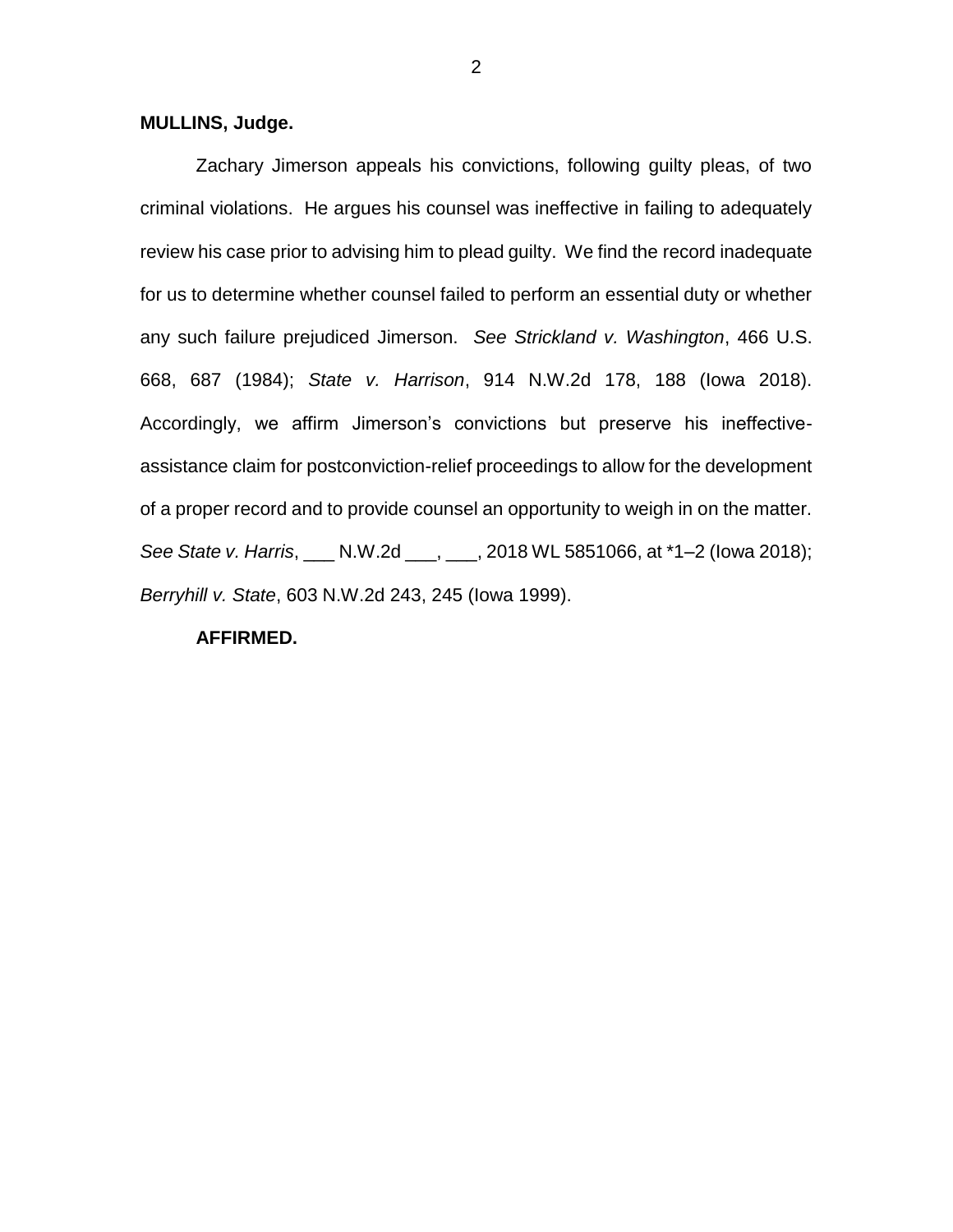**MULLINS, Judge.**

Zachary Jimerson appeals his convictions, following guilty pleas, of two criminal violations. He argues his counsel was ineffective in failing to adequately review his case prior to advising him to plead guilty. We find the record inadequate for us to determine whether counsel failed to perform an essential duty or whether any such failure prejudiced Jimerson. *See Strickland v. Washington*, 466 U.S. 668, 687 (1984); *State v. Harrison*, 914 N.W.2d 178, 188 (Iowa 2018). Accordingly, we affirm Jimerson's convictions but preserve his ineffective-assistance claim for postconviction-relief proceedings to allow for the development of a proper record and to provide counsel an opportunity to weigh in on the matter. *See State v. Harris*, ___ N.W.2d ___, ___, 2018 WL 5851066, at *1–2 (Iowa 2018); *Berryhill v. State*, 603 N.W.2d 243, 245 (Iowa 1999).

**AFFIRMED.**